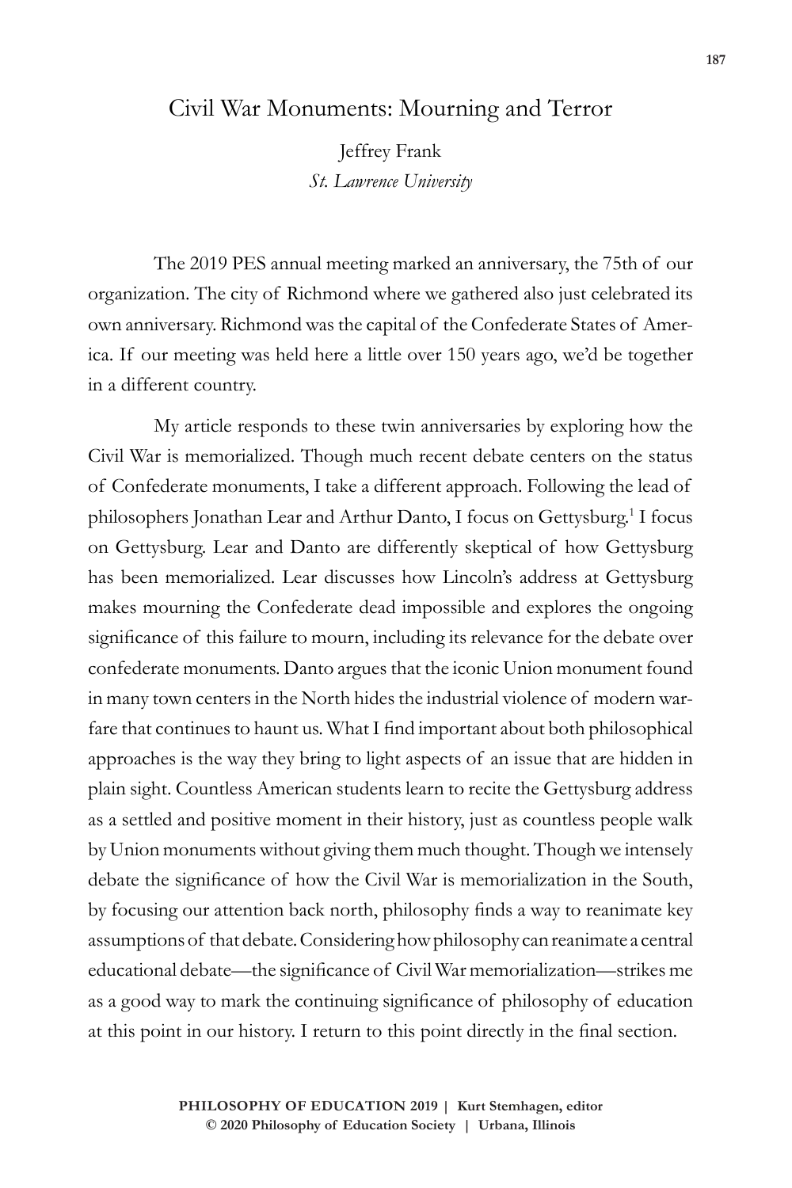# Civil War Monuments: Mourning and Terror

Jeffrey Frank
*St. Lawrence University*

The 2019 PES annual meeting marked an anniversary, the 75th of our organization. The city of Richmond where we gathered also just celebrated its own anniversary. Richmond was the capital of the Confederate States of America. If our meeting was held here a little over 150 years ago, we'd be together in a different country.

My article responds to these twin anniversaries by exploring how the Civil War is memorialized. Though much recent debate centers on the status of Confederate monuments, I take a different approach. Following the lead of philosophers Jonathan Lear and Arthur Danto, I focus on Gettysburg.[1] I focus on Gettysburg. Lear and Danto are differently skeptical of how Gettysburg has been memorialized. Lear discusses how Lincoln's address at Gettysburg makes mourning the Confederate dead impossible and explores the ongoing significance of this failure to mourn, including its relevance for the debate over confederate monuments. Danto argues that the iconic Union monument found in many town centers in the North hides the industrial violence of modern warfare that continues to haunt us. What I find important about both philosophical approaches is the way they bring to light aspects of an issue that are hidden in plain sight. Countless American students learn to recite the Gettysburg address as a settled and positive moment in their history, just as countless people walk by Union monuments without giving them much thought. Though we intensely debate the significance of how the Civil War is memorialization in the South, by focusing our attention back north, philosophy finds a way to reanimate key assumptions of that debate. Considering how philosophy can reanimate a central educational debate—the significance of Civil War memorialization—strikes me as a good way to mark the continuing significance of philosophy of education at this point in our history. I return to this point directly in the final section.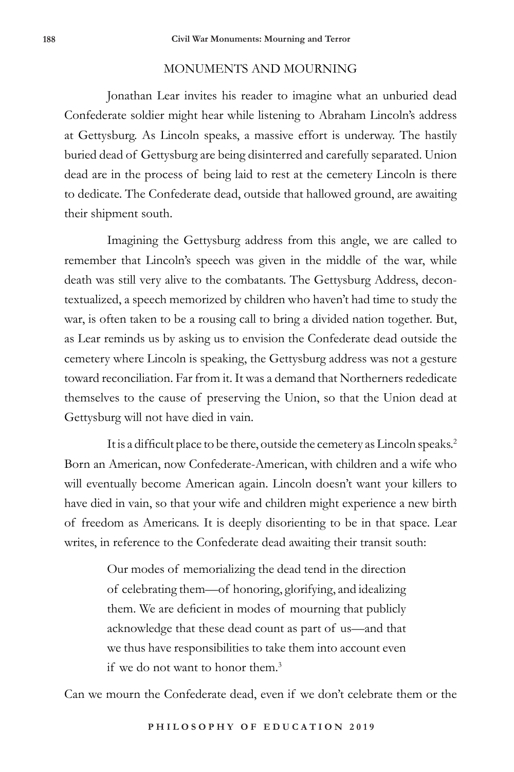## MONUMENTS AND MOURNING

Jonathan Lear invites his reader to imagine what an unburied dead Confederate soldier might hear while listening to Abraham Lincoln's address at Gettysburg. As Lincoln speaks, a massive effort is underway. The hastily buried dead of Gettysburg are being disinterred and carefully separated. Union dead are in the process of being laid to rest at the cemetery Lincoln is there to dedicate. The Confederate dead, outside that hallowed ground, are awaiting their shipment south.

Imagining the Gettysburg address from this angle, we are called to remember that Lincoln's speech was given in the middle of the war, while death was still very alive to the combatants. The Gettysburg Address, decontextualized, a speech memorized by children who haven't had time to study the war, is often taken to be a rousing call to bring a divided nation together. But, as Lear reminds us by asking us to envision the Confederate dead outside the cemetery where Lincoln is speaking, the Gettysburg address was not a gesture toward reconciliation. Far from it. It was a demand that Northerners rededicate themselves to the cause of preserving the Union, so that the Union dead at Gettysburg will not have died in vain.

It is a difficult place to be there, outside the cemetery as Lincoln speaks.[2] Born an American, now Confederate-American, with children and a wife who will eventually become American again. Lincoln doesn't want your killers to have died in vain, so that your wife and children might experience a new birth of freedom as Americans. It is deeply disorienting to be in that space. Lear writes, in reference to the Confederate dead awaiting their transit south:

> Our modes of memorializing the dead tend in the direction of celebrating them—of honoring, glorifying, and idealizing them. We are deficient in modes of mourning that publicly acknowledge that these dead count as part of us—and that we thus have responsibilities to take them into account even if we do not want to honor them.[3]

Can we mourn the Confederate dead, even if we don't celebrate them or the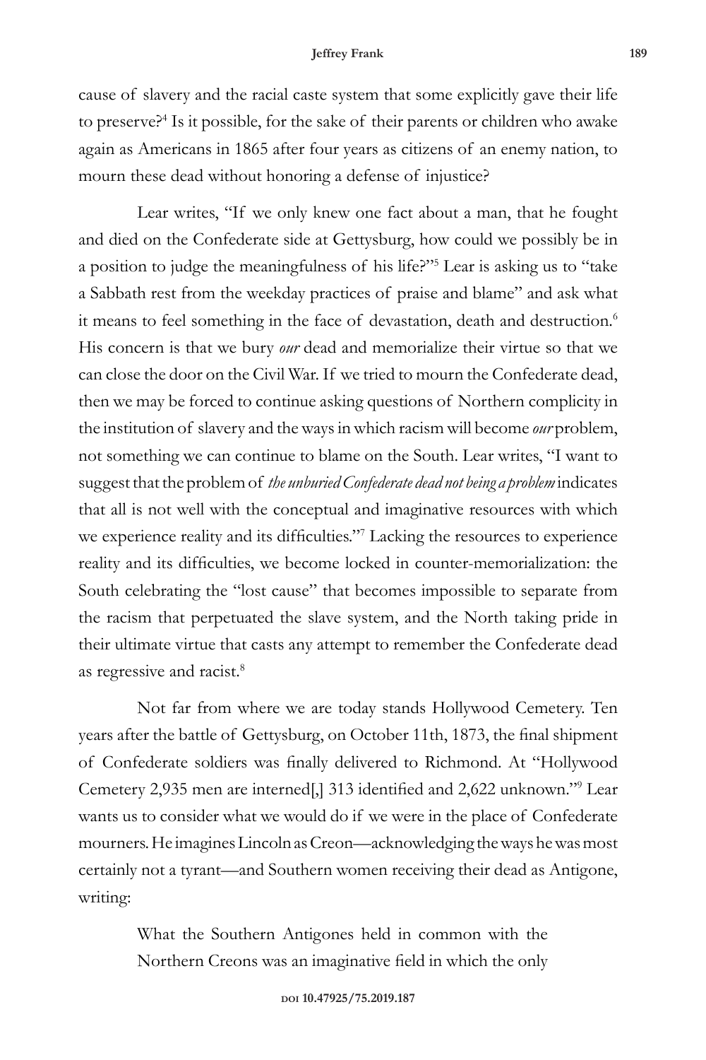cause of slavery and the racial caste system that some explicitly gave their life to preserve?[4] Is it possible, for the sake of their parents or children who awake again as Americans in 1865 after four years as citizens of an enemy nation, to mourn these dead without honoring a defense of injustice?

Lear writes, "If we only knew one fact about a man, that he fought and died on the Confederate side at Gettysburg, how could we possibly be in a position to judge the meaningfulness of his life?"[5] Lear is asking us to "take a Sabbath rest from the weekday practices of praise and blame" and ask what it means to feel something in the face of devastation, death and destruction.[6] His concern is that we bury *our* dead and memorialize their virtue so that we can close the door on the Civil War. If we tried to mourn the Confederate dead, then we may be forced to continue asking questions of Northern complicity in the institution of slavery and the ways in which racism will become *our* problem, not something we can continue to blame on the South. Lear writes, "I want to suggest that the problem of *the unburied Confederate dead not being a problem* indicates that all is not well with the conceptual and imaginative resources with which we experience reality and its difficulties."[7] Lacking the resources to experience reality and its difficulties, we become locked in counter-memorialization: the South celebrating the "lost cause" that becomes impossible to separate from the racism that perpetuated the slave system, and the North taking pride in their ultimate virtue that casts any attempt to remember the Confederate dead as regressive and racist.[8]

Not far from where we are today stands Hollywood Cemetery. Ten years after the battle of Gettysburg, on October 11th, 1873, the final shipment of Confederate soldiers was finally delivered to Richmond. At "Hollywood Cemetery 2,935 men are interned[,] 313 identified and 2,622 unknown."[9] Lear wants us to consider what we would do if we were in the place of Confederate mourners. He imagines Lincoln as Creon—acknowledging the ways he was most certainly not a tyrant—and Southern women receiving their dead as Antigone, writing:

> What the Southern Antigones held in common with the Northern Creons was an imaginative field in which the only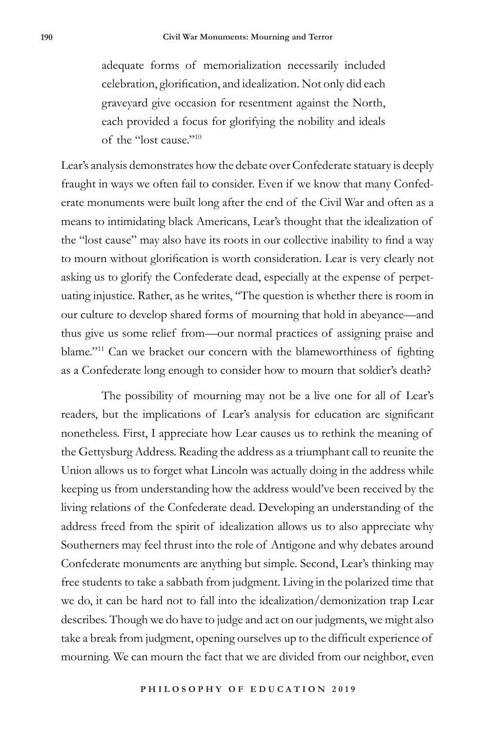> adequate forms of memorialization necessarily included celebration, glorification, and idealization. Not only did each graveyard give occasion for resentment against the North, each provided a focus for glorifying the nobility and ideals of the "lost cause."[10]

Lear's analysis demonstrates how the debate over Confederate statuary is deeply fraught in ways we often fail to consider. Even if we know that many Confederate monuments were built long after the end of the Civil War and often as a means to intimidating black Americans, Lear's thought that the idealization of the "lost cause" may also have its roots in our collective inability to find a way to mourn without glorification is worth consideration. Lear is very clearly not asking us to glorify the Confederate dead, especially at the expense of perpetuating injustice. Rather, as he writes, "The question is whether there is room in our culture to develop shared forms of mourning that hold in abeyance—and thus give us some relief from—our normal practices of assigning praise and blame."[11] Can we bracket our concern with the blameworthiness of fighting as a Confederate long enough to consider how to mourn that soldier's death?

The possibility of mourning may not be a live one for all of Lear's readers, but the implications of Lear's analysis for education are significant nonetheless. First, I appreciate how Lear causes us to rethink the meaning of the Gettysburg Address. Reading the address as a triumphant call to reunite the Union allows us to forget what Lincoln was actually doing in the address while keeping us from understanding how the address would've been received by the living relations of the Confederate dead. Developing an understanding of the address freed from the spirit of idealization allows us to also appreciate why Southerners may feel thrust into the role of Antigone and why debates around Confederate monuments are anything but simple. Second, Lear's thinking may free students to take a sabbath from judgment. Living in the polarized time that we do, it can be hard not to fall into the idealization/demonization trap Lear describes. Though we do have to judge and act on our judgments, we might also take a break from judgment, opening ourselves up to the difficult experience of mourning. We can mourn the fact that we are divided from our neighbor, even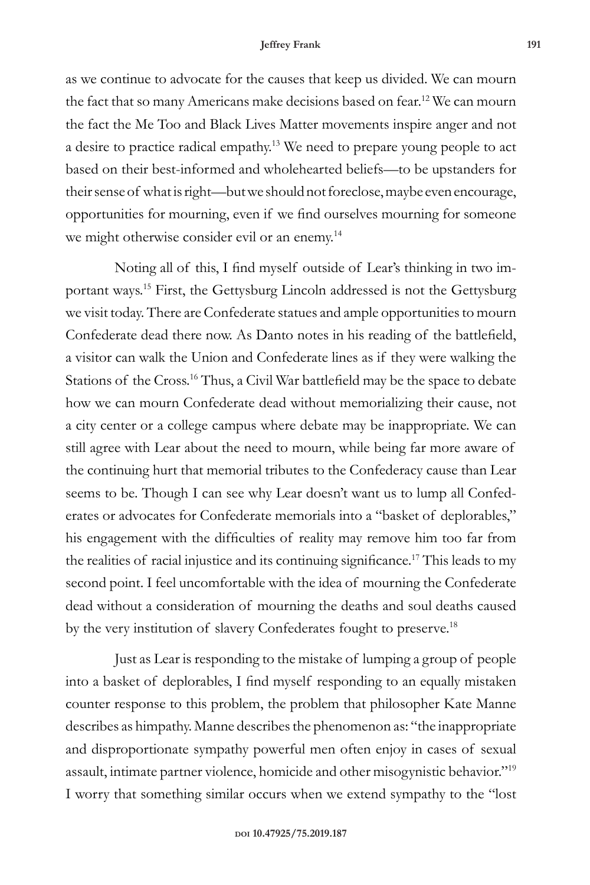as we continue to advocate for the causes that keep us divided. We can mourn the fact that so many Americans make decisions based on fear.[12] We can mourn the fact the Me Too and Black Lives Matter movements inspire anger and not a desire to practice radical empathy.[13] We need to prepare young people to act based on their best-informed and wholehearted beliefs—to be upstanders for their sense of what is right—but we should not foreclose, maybe even encourage, opportunities for mourning, even if we find ourselves mourning for someone we might otherwise consider evil or an enemy.[14]

Noting all of this, I find myself outside of Lear's thinking in two important ways.[15] First, the Gettysburg Lincoln addressed is not the Gettysburg we visit today. There are Confederate statues and ample opportunities to mourn Confederate dead there now. As Danto notes in his reading of the battlefield, a visitor can walk the Union and Confederate lines as if they were walking the Stations of the Cross.[16] Thus, a Civil War battlefield may be the space to debate how we can mourn Confederate dead without memorializing their cause, not a city center or a college campus where debate may be inappropriate. We can still agree with Lear about the need to mourn, while being far more aware of the continuing hurt that memorial tributes to the Confederacy cause than Lear seems to be. Though I can see why Lear doesn't want us to lump all Confederates or advocates for Confederate memorials into a "basket of deplorables," his engagement with the difficulties of reality may remove him too far from the realities of racial injustice and its continuing significance.[17] This leads to my second point. I feel uncomfortable with the idea of mourning the Confederate dead without a consideration of mourning the deaths and soul deaths caused by the very institution of slavery Confederates fought to preserve.[18]

Just as Lear is responding to the mistake of lumping a group of people into a basket of deplorables, I find myself responding to an equally mistaken counter response to this problem, the problem that philosopher Kate Manne describes as himpathy. Manne describes the phenomenon as: "the inappropriate and disproportionate sympathy powerful men often enjoy in cases of sexual assault, intimate partner violence, homicide and other misogynistic behavior."[19] I worry that something similar occurs when we extend sympathy to the "lost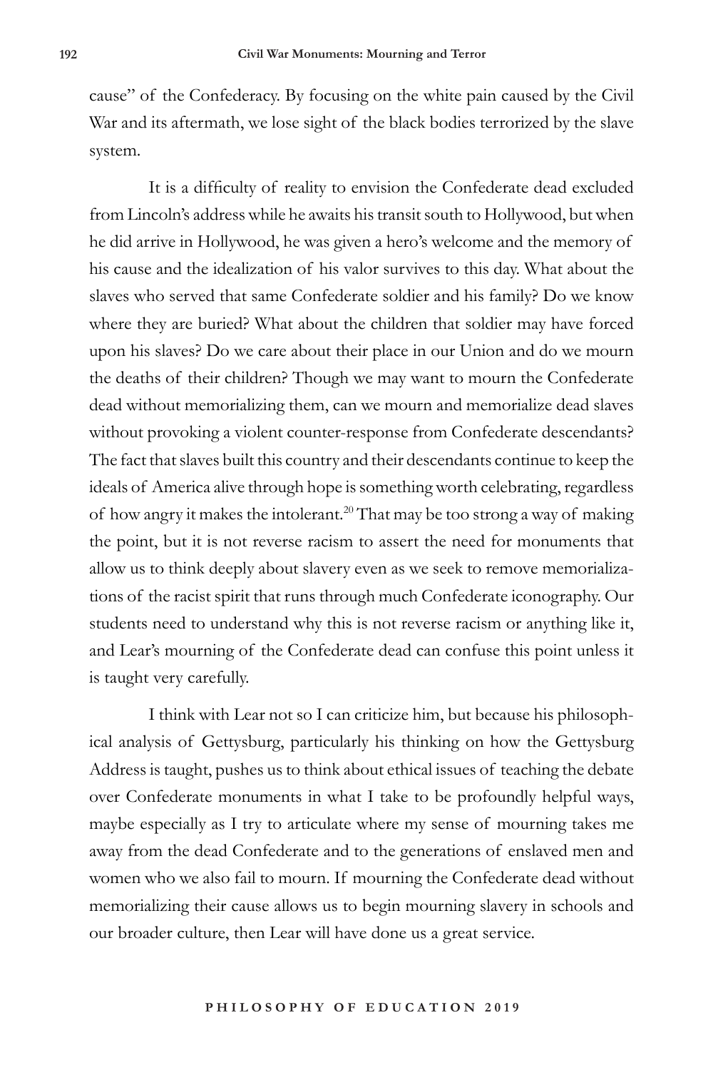cause" of the Confederacy. By focusing on the white pain caused by the Civil War and its aftermath, we lose sight of the black bodies terrorized by the slave system.

It is a difficulty of reality to envision the Confederate dead excluded from Lincoln's address while he awaits his transit south to Hollywood, but when he did arrive in Hollywood, he was given a hero's welcome and the memory of his cause and the idealization of his valor survives to this day. What about the slaves who served that same Confederate soldier and his family? Do we know where they are buried? What about the children that soldier may have forced upon his slaves? Do we care about their place in our Union and do we mourn the deaths of their children? Though we may want to mourn the Confederate dead without memorializing them, can we mourn and memorialize dead slaves without provoking a violent counter-response from Confederate descendants? The fact that slaves built this country and their descendants continue to keep the ideals of America alive through hope is something worth celebrating, regardless of how angry it makes the intolerant.[20] That may be too strong a way of making the point, but it is not reverse racism to assert the need for monuments that allow us to think deeply about slavery even as we seek to remove memorializations of the racist spirit that runs through much Confederate iconography. Our students need to understand why this is not reverse racism or anything like it, and Lear's mourning of the Confederate dead can confuse this point unless it is taught very carefully.

I think with Lear not so I can criticize him, but because his philosophical analysis of Gettysburg, particularly his thinking on how the Gettysburg Address is taught, pushes us to think about ethical issues of teaching the debate over Confederate monuments in what I take to be profoundly helpful ways, maybe especially as I try to articulate where my sense of mourning takes me away from the dead Confederate and to the generations of enslaved men and women who we also fail to mourn. If mourning the Confederate dead without memorializing their cause allows us to begin mourning slavery in schools and our broader culture, then Lear will have done us a great service.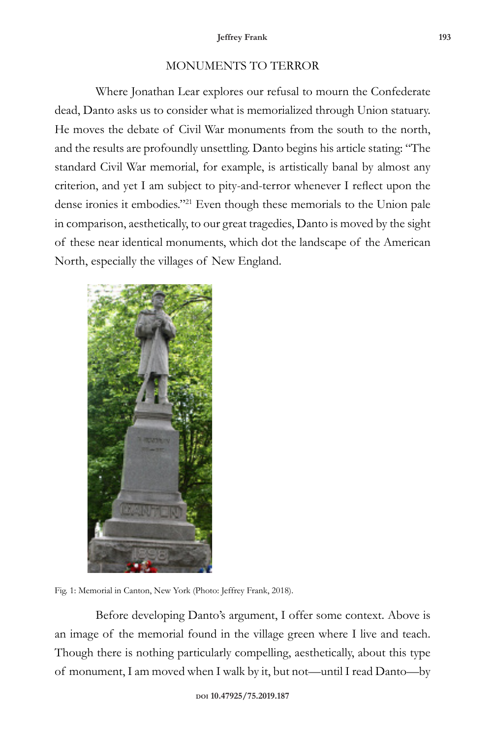## MONUMENTS TO TERROR

Where Jonathan Lear explores our refusal to mourn the Confederate dead, Danto asks us to consider what is memorialized through Union statuary. He moves the debate of Civil War monuments from the south to the north, and the results are profoundly unsettling. Danto begins his article stating: "The standard Civil War memorial, for example, is artistically banal by almost any criterion, and yet I am subject to pity-and-terror whenever I reflect upon the dense ironies it embodies."[21] Even though these memorials to the Union pale in comparison, aesthetically, to our great tragedies, Danto is moved by the sight of these near identical monuments, which dot the landscape of the American North, especially the villages of New England.

Fig. 1: Memorial in Canton, New York (Photo: Jeffrey Frank, 2018).

Before developing Danto's argument, I offer some context. Above is an image of the memorial found in the village green where I live and teach. Though there is nothing particularly compelling, aesthetically, about this type of monument, I am moved when I walk by it, but not—until I read Danto—by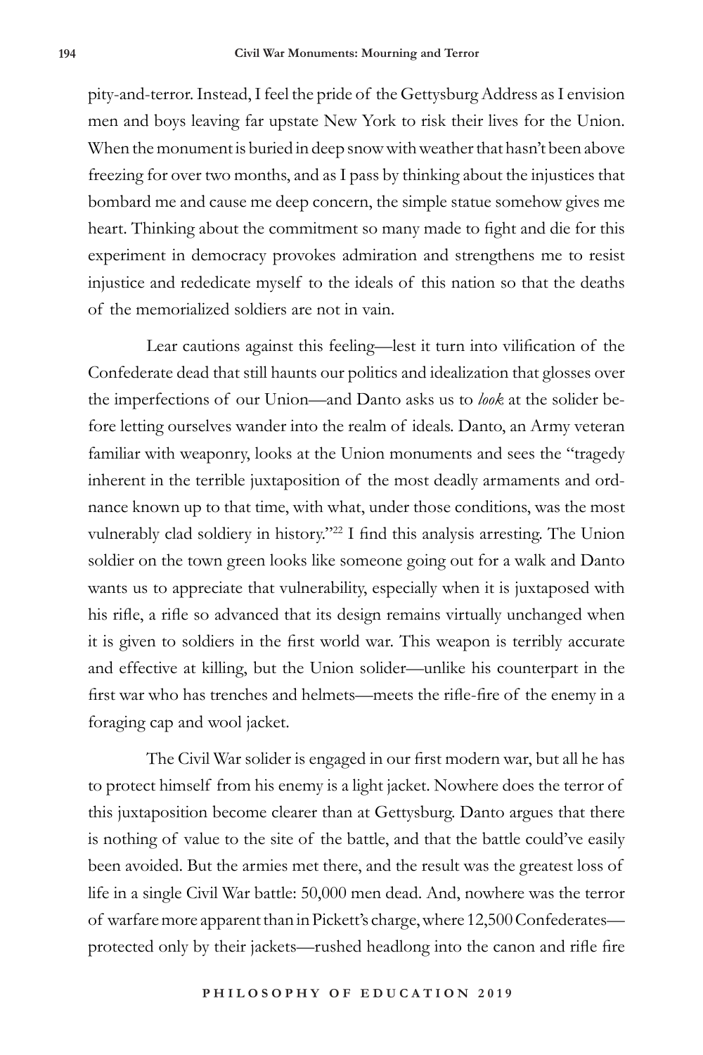pity-and-terror. Instead, I feel the pride of the Gettysburg Address as I envision men and boys leaving far upstate New York to risk their lives for the Union. When the monument is buried in deep snow with weather that hasn't been above freezing for over two months, and as I pass by thinking about the injustices that bombard me and cause me deep concern, the simple statue somehow gives me heart. Thinking about the commitment so many made to fight and die for this experiment in democracy provokes admiration and strengthens me to resist injustice and rededicate myself to the ideals of this nation so that the deaths of the memorialized soldiers are not in vain.

Lear cautions against this feeling—lest it turn into vilification of the Confederate dead that still haunts our politics and idealization that glosses over the imperfections of our Union—and Danto asks us to *look* at the solider before letting ourselves wander into the realm of ideals. Danto, an Army veteran familiar with weaponry, looks at the Union monuments and sees the "tragedy inherent in the terrible juxtaposition of the most deadly armaments and ordnance known up to that time, with what, under those conditions, was the most vulnerably clad soldiery in history."[22] I find this analysis arresting. The Union soldier on the town green looks like someone going out for a walk and Danto wants us to appreciate that vulnerability, especially when it is juxtaposed with his rifle, a rifle so advanced that its design remains virtually unchanged when it is given to soldiers in the first world war. This weapon is terribly accurate and effective at killing, but the Union solider—unlike his counterpart in the first war who has trenches and helmets—meets the rifle-fire of the enemy in a foraging cap and wool jacket.

The Civil War solider is engaged in our first modern war, but all he has to protect himself from his enemy is a light jacket. Nowhere does the terror of this juxtaposition become clearer than at Gettysburg. Danto argues that there is nothing of value to the site of the battle, and that the battle could've easily been avoided. But the armies met there, and the result was the greatest loss of life in a single Civil War battle: 50,000 men dead. And, nowhere was the terror of warfare more apparent than in Pickett's charge, where 12,500 Confederates—protected only by their jackets—rushed headlong into the canon and rifle fire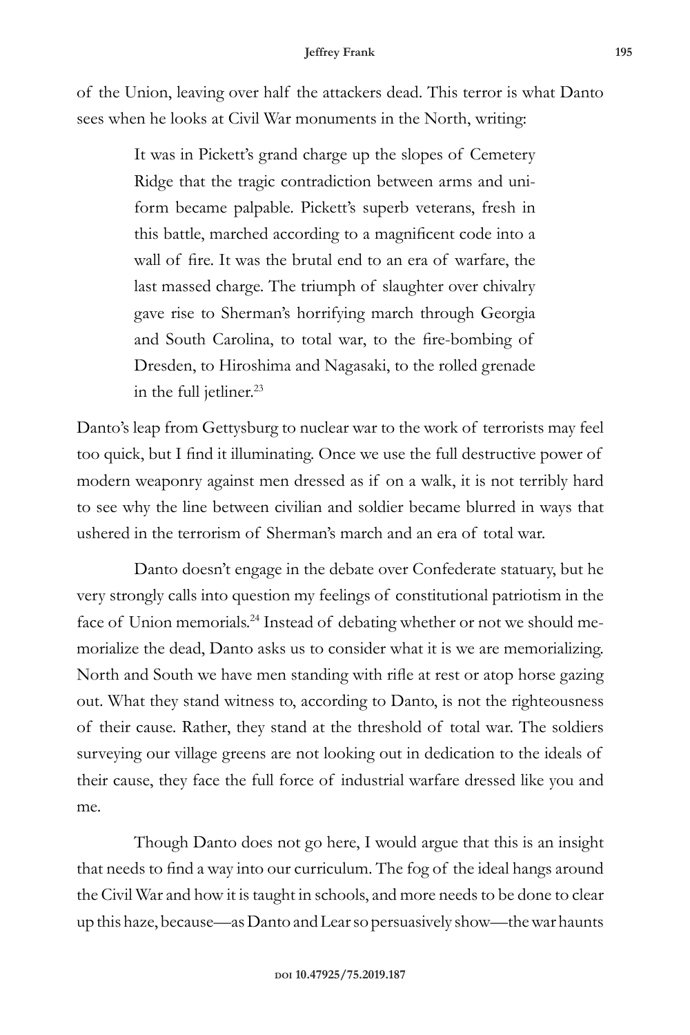of the Union, leaving over half the attackers dead. This terror is what Danto sees when he looks at Civil War monuments in the North, writing:

> It was in Pickett's grand charge up the slopes of Cemetery Ridge that the tragic contradiction between arms and uniform became palpable. Pickett's superb veterans, fresh in this battle, marched according to a magnificent code into a wall of fire. It was the brutal end to an era of warfare, the last massed charge. The triumph of slaughter over chivalry gave rise to Sherman's horrifying march through Georgia and South Carolina, to total war, to the fire-bombing of Dresden, to Hiroshima and Nagasaki, to the rolled grenade in the full jetliner.[23]

Danto's leap from Gettysburg to nuclear war to the work of terrorists may feel too quick, but I find it illuminating. Once we use the full destructive power of modern weaponry against men dressed as if on a walk, it is not terribly hard to see why the line between civilian and soldier became blurred in ways that ushered in the terrorism of Sherman's march and an era of total war.

Danto doesn't engage in the debate over Confederate statuary, but he very strongly calls into question my feelings of constitutional patriotism in the face of Union memorials.[24] Instead of debating whether or not we should memorialize the dead, Danto asks us to consider what it is we are memorializing. North and South we have men standing with rifle at rest or atop horse gazing out. What they stand witness to, according to Danto, is not the righteousness of their cause. Rather, they stand at the threshold of total war. The soldiers surveying our village greens are not looking out in dedication to the ideals of their cause, they face the full force of industrial warfare dressed like you and me.

Though Danto does not go here, I would argue that this is an insight that needs to find a way into our curriculum. The fog of the ideal hangs around the Civil War and how it is taught in schools, and more needs to be done to clear up this haze, because—as Danto and Lear so persuasively show—the war haunts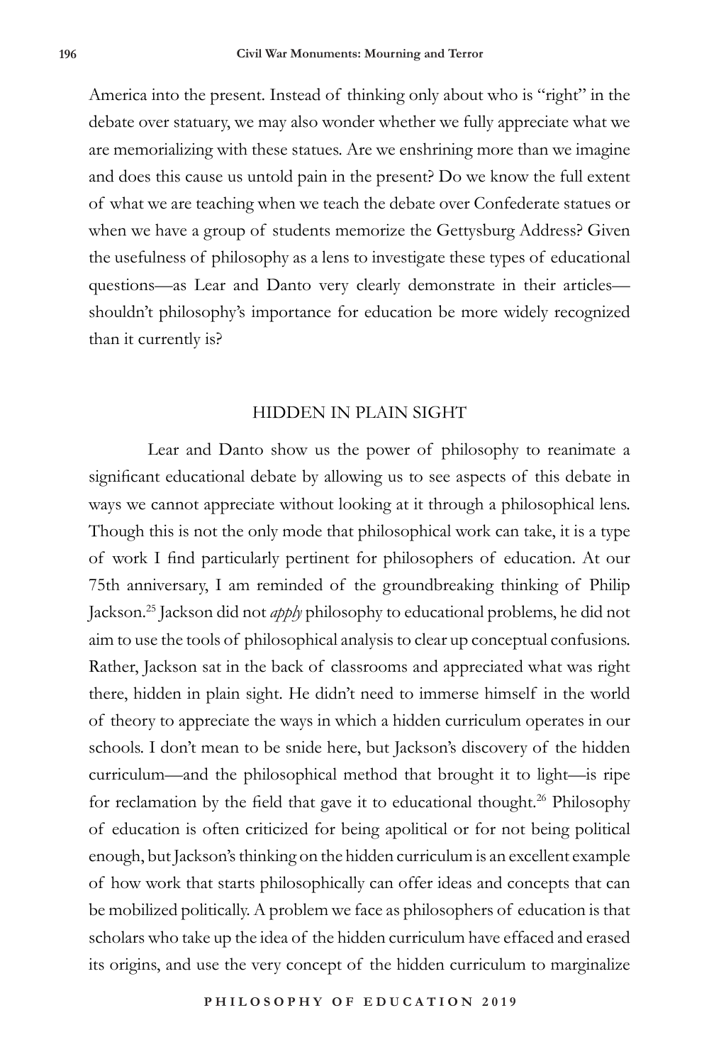America into the present. Instead of thinking only about who is "right" in the debate over statuary, we may also wonder whether we fully appreciate what we are memorializing with these statues. Are we enshrining more than we imagine and does this cause us untold pain in the present? Do we know the full extent of what we are teaching when we teach the debate over Confederate statues or when we have a group of students memorize the Gettysburg Address? Given the usefulness of philosophy as a lens to investigate these types of educational questions—as Lear and Danto very clearly demonstrate in their articles—shouldn't philosophy's importance for education be more widely recognized than it currently is?

## HIDDEN IN PLAIN SIGHT

Lear and Danto show us the power of philosophy to reanimate a significant educational debate by allowing us to see aspects of this debate in ways we cannot appreciate without looking at it through a philosophical lens. Though this is not the only mode that philosophical work can take, it is a type of work I find particularly pertinent for philosophers of education. At our 75th anniversary, I am reminded of the groundbreaking thinking of Philip Jackson.[25] Jackson did not *apply* philosophy to educational problems, he did not aim to use the tools of philosophical analysis to clear up conceptual confusions. Rather, Jackson sat in the back of classrooms and appreciated what was right there, hidden in plain sight. He didn't need to immerse himself in the world of theory to appreciate the ways in which a hidden curriculum operates in our schools. I don't mean to be snide here, but Jackson's discovery of the hidden curriculum—and the philosophical method that brought it to light—is ripe for reclamation by the field that gave it to educational thought.[26] Philosophy of education is often criticized for being apolitical or for not being political enough, but Jackson's thinking on the hidden curriculum is an excellent example of how work that starts philosophically can offer ideas and concepts that can be mobilized politically. A problem we face as philosophers of education is that scholars who take up the idea of the hidden curriculum have effaced and erased its origins, and use the very concept of the hidden curriculum to marginalize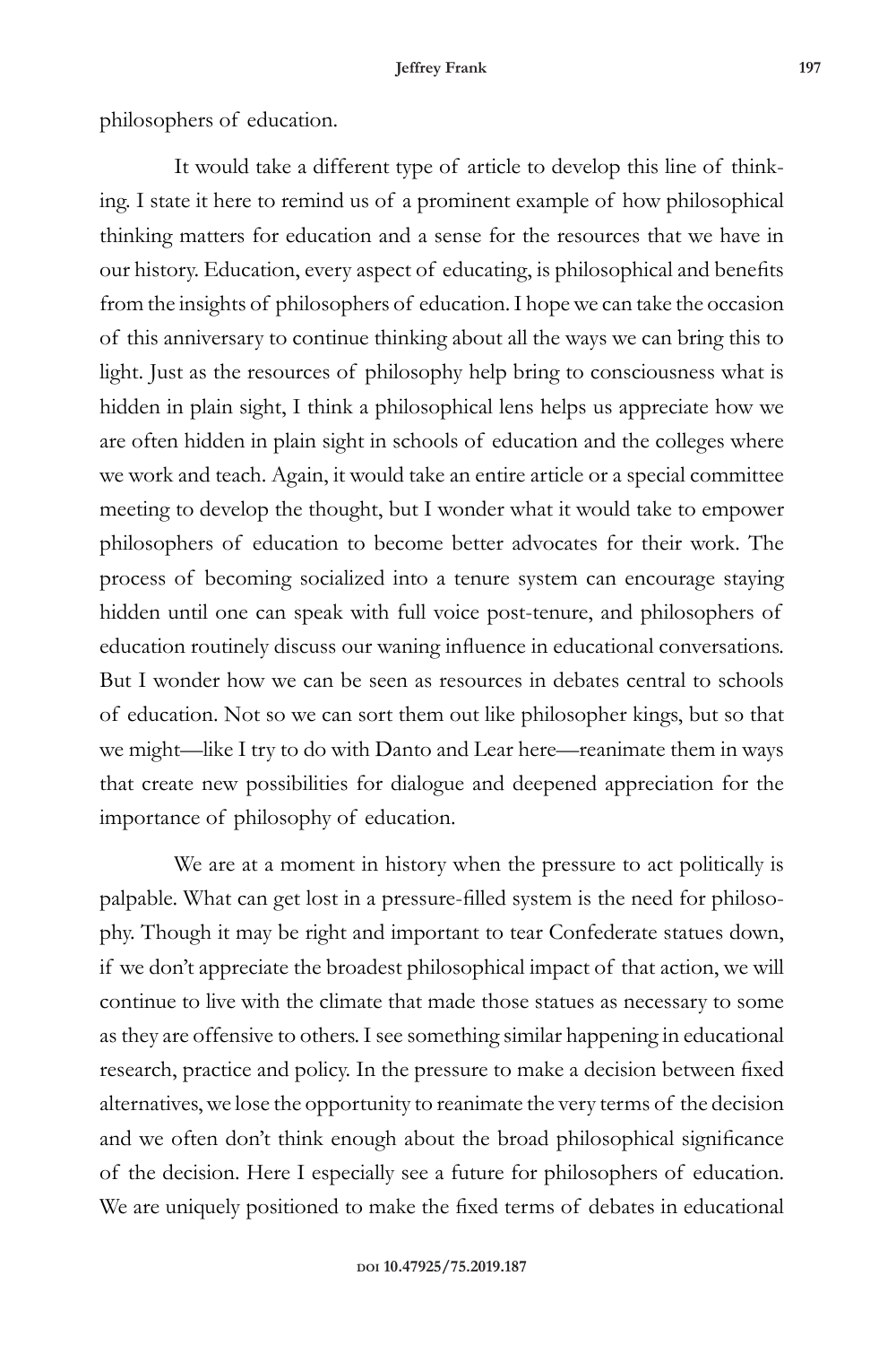philosophers of education.

It would take a different type of article to develop this line of thinking. I state it here to remind us of a prominent example of how philosophical thinking matters for education and a sense for the resources that we have in our history. Education, every aspect of educating, is philosophical and benefits from the insights of philosophers of education. I hope we can take the occasion of this anniversary to continue thinking about all the ways we can bring this to light. Just as the resources of philosophy help bring to consciousness what is hidden in plain sight, I think a philosophical lens helps us appreciate how we are often hidden in plain sight in schools of education and the colleges where we work and teach. Again, it would take an entire article or a special committee meeting to develop the thought, but I wonder what it would take to empower philosophers of education to become better advocates for their work. The process of becoming socialized into a tenure system can encourage staying hidden until one can speak with full voice post-tenure, and philosophers of education routinely discuss our waning influence in educational conversations. But I wonder how we can be seen as resources in debates central to schools of education. Not so we can sort them out like philosopher kings, but so that we might—like I try to do with Danto and Lear here—reanimate them in ways that create new possibilities for dialogue and deepened appreciation for the importance of philosophy of education.

We are at a moment in history when the pressure to act politically is palpable. What can get lost in a pressure-filled system is the need for philosophy. Though it may be right and important to tear Confederate statues down, if we don't appreciate the broadest philosophical impact of that action, we will continue to live with the climate that made those statues as necessary to some as they are offensive to others. I see something similar happening in educational research, practice and policy. In the pressure to make a decision between fixed alternatives, we lose the opportunity to reanimate the very terms of the decision and we often don't think enough about the broad philosophical significance of the decision. Here I especially see a future for philosophers of education. We are uniquely positioned to make the fixed terms of debates in educational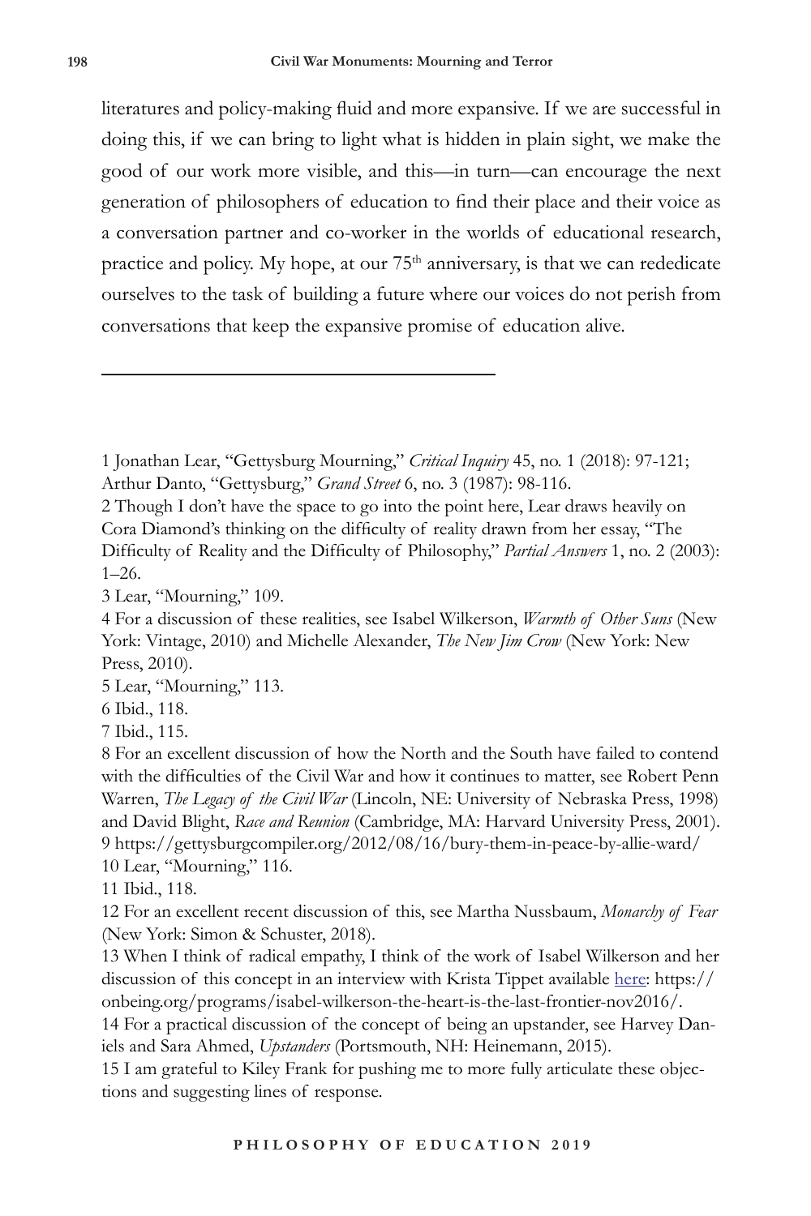literatures and policy-making fluid and more expansive. If we are successful in doing this, if we can bring to light what is hidden in plain sight, we make the good of our work more visible, and this—in turn—can encourage the next generation of philosophers of education to find their place and their voice as a conversation partner and co-worker in the worlds of educational research, practice and policy. My hope, at our 75th anniversary, is that we can rededicate ourselves to the task of building a future where our voices do not perish from conversations that keep the expansive promise of education alive.

---

1 Jonathan Lear, "Gettysburg Mourning," *Critical Inquiry* 45, no. 1 (2018): 97-121; Arthur Danto, "Gettysburg," *Grand Street* 6, no. 3 (1987): 98-116.

2 Though I don't have the space to go into the point here, Lear draws heavily on Cora Diamond's thinking on the difficulty of reality drawn from her essay, "The Difficulty of Reality and the Difficulty of Philosophy," *Partial Answers* 1, no. 2 (2003): 1–26.

3 Lear, "Mourning," 109.

4 For a discussion of these realities, see Isabel Wilkerson, *Warmth of Other Suns* (New York: Vintage, 2010) and Michelle Alexander, *The New Jim Crow* (New York: New Press, 2010).

5 Lear, "Mourning," 113.

6 Ibid., 118.

7 Ibid., 115.

8 For an excellent discussion of how the North and the South have failed to contend with the difficulties of the Civil War and how it continues to matter, see Robert Penn Warren, *The Legacy of the Civil War* (Lincoln, NE: University of Nebraska Press, 1998) and David Blight, *Race and Reunion* (Cambridge, MA: Harvard University Press, 2001).

9 https://gettysburgcompiler.org/2012/08/16/bury-them-in-peace-by-allie-ward/

10 Lear, "Mourning," 116.

11 Ibid., 118.

12 For an excellent recent discussion of this, see Martha Nussbaum, *Monarchy of Fear* (New York: Simon & Schuster, 2018).

13 When I think of radical empathy, I think of the work of Isabel Wilkerson and her discussion of this concept in an interview with Krista Tippet available here: https://onbeing.org/programs/isabel-wilkerson-the-heart-is-the-last-frontier-nov2016/.

14 For a practical discussion of the concept of being an upstander, see Harvey Daniels and Sara Ahmed, *Upstanders* (Portsmouth, NH: Heinemann, 2015).

15 I am grateful to Kiley Frank for pushing me to more fully articulate these objections and suggesting lines of response.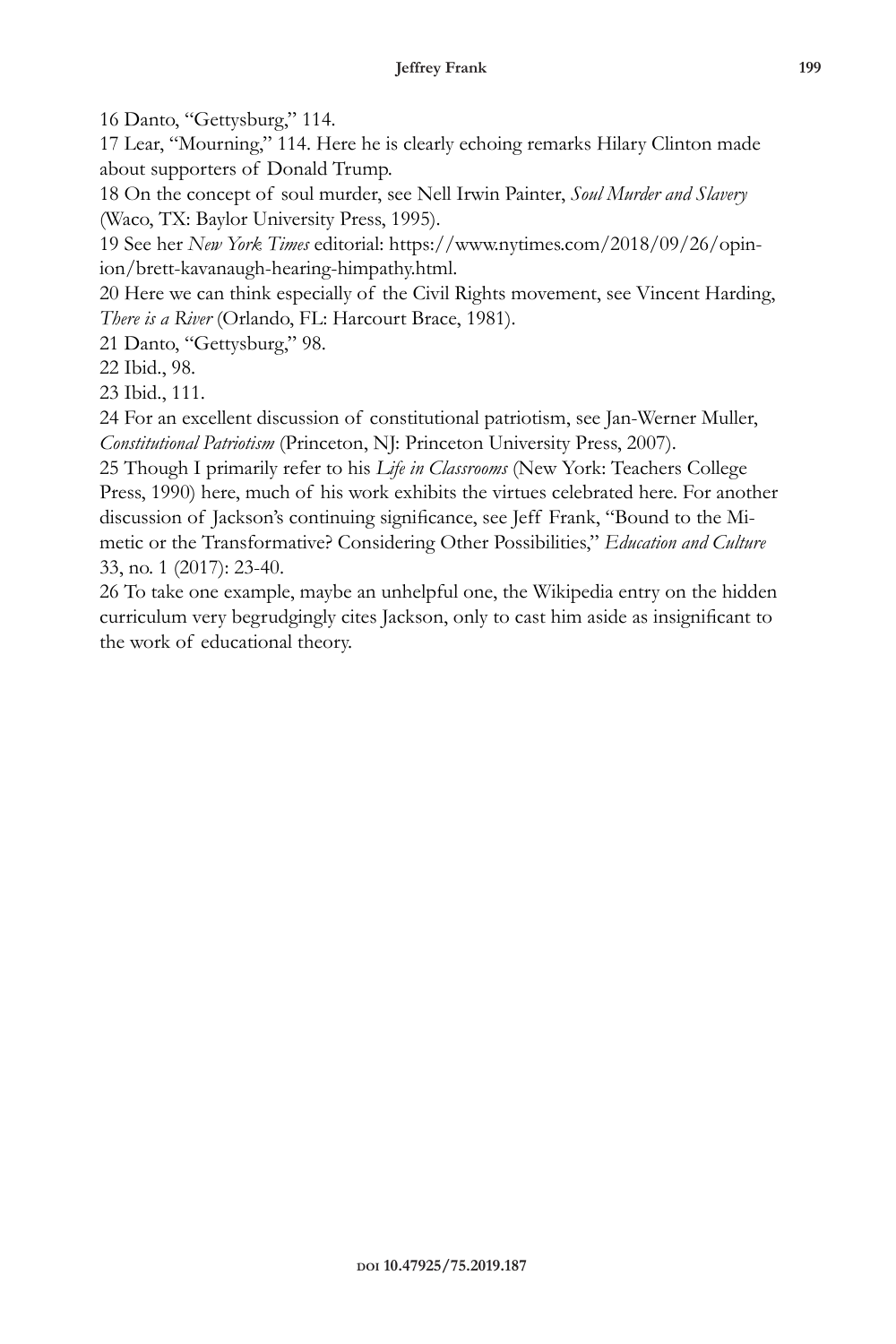16 Danto, "Gettysburg," 114.

17 Lear, "Mourning," 114. Here he is clearly echoing remarks Hilary Clinton made about supporters of Donald Trump.

18 On the concept of soul murder, see Nell Irwin Painter, *Soul Murder and Slavery* (Waco, TX: Baylor University Press, 1995).

19 See her *New York Times* editorial: https://www.nytimes.com/2018/09/26/opinion/brett-kavanaugh-hearing-himpathy.html.

20 Here we can think especially of the Civil Rights movement, see Vincent Harding, *There is a River* (Orlando, FL: Harcourt Brace, 1981).

21 Danto, "Gettysburg," 98.

22 Ibid., 98.

23 Ibid., 111.

24 For an excellent discussion of constitutional patriotism, see Jan-Werner Muller, *Constitutional Patriotism* (Princeton, NJ: Princeton University Press, 2007).

25 Though I primarily refer to his *Life in Classrooms* (New York: Teachers College Press, 1990) here, much of his work exhibits the virtues celebrated here. For another discussion of Jackson's continuing significance, see Jeff Frank, "Bound to the Mimetic or the Transformative? Considering Other Possibilities," *Education and Culture* 33, no. 1 (2017): 23-40.

26 To take one example, maybe an unhelpful one, the Wikipedia entry on the hidden curriculum very begrudgingly cites Jackson, only to cast him aside as insignificant to the work of educational theory.